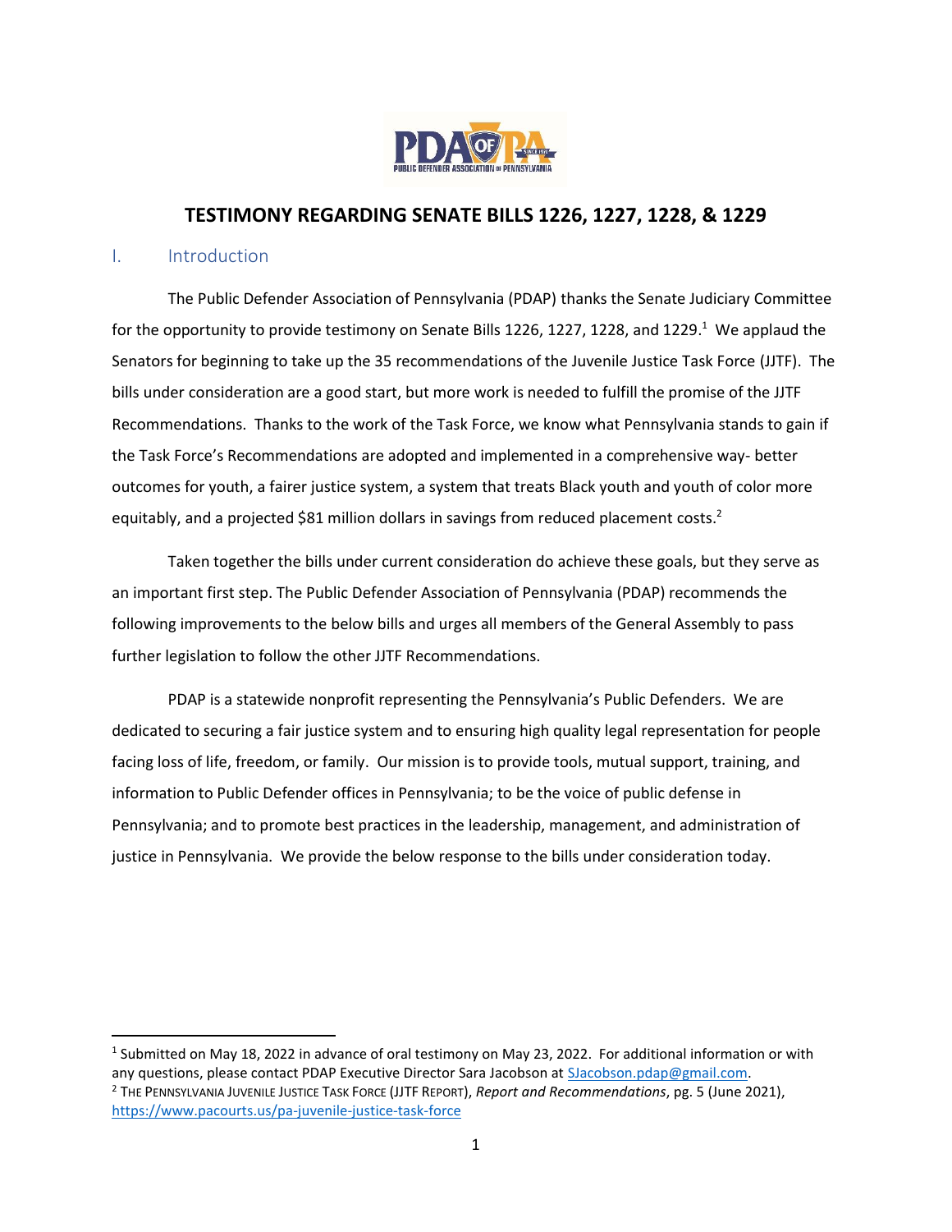# TESTIMONY REGARDING SENATE BILLS 1226, 1227, 1228, & 1229

## I. Introduction

The Public Defender Association of Pennsylvania (PDAP) thanks the Senate Judiciary Committee for the opportunity to provide testimony on Senate Bills 1226, 1227, 1228, and 1229.[1] We applaud the Senators for beginning to take up the 35 recommendations of the Juvenile Justice Task Force (JJTF). The bills under consideration are a good start, but more work is needed to fulfill the promise of the JJTF Recommendations. Thanks to the work of the Task Force, we know what Pennsylvania stands to gain if the Task Force's Recommendations are adopted and implemented in a comprehensive way- better outcomes for youth, a fairer justice system, a system that treats Black youth and youth of color more equitably, and a projected $81 million dollars in savings from reduced placement costs.[2]

Taken together the bills under current consideration do achieve these goals, but they serve as an important first step. The Public Defender Association of Pennsylvania (PDAP) recommends the following improvements to the below bills and urges all members of the General Assembly to pass further legislation to follow the other JJTF Recommendations.

PDAP is a statewide nonprofit representing the Pennsylvania's Public Defenders. We are dedicated to securing a fair justice system and to ensuring high quality legal representation for people facing loss of life, freedom, or family. Our mission is to provide tools, mutual support, training, and information to Public Defender offices in Pennsylvania; to be the voice of public defense in Pennsylvania; and to promote best practices in the leadership, management, and administration of justice in Pennsylvania. We provide the below response to the bills under consideration today.

---

[1] Submitted on May 18, 2022 in advance of oral testimony on May 23, 2022. For additional information or with any questions, please contact PDAP Executive Director Sara Jacobson at SJacobson.pdap@gmail.com.

[2] THE PENNSYLVANIA JUVENILE JUSTICE TASK FORCE (JJTF REPORT), *Report and Recommendations*, pg. 5 (June 2021), https://www.pacourts.us/pa-juvenile-justice-task-force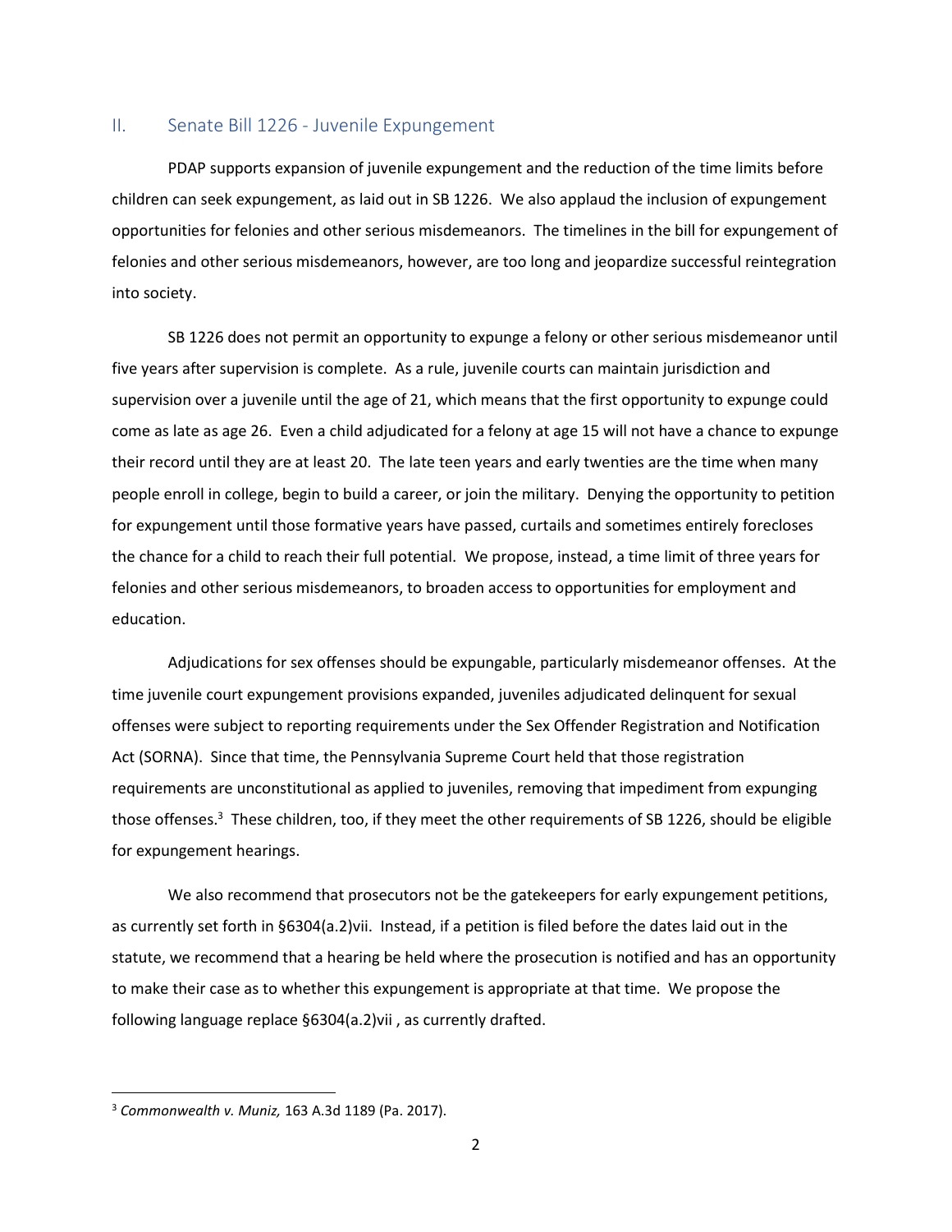## II. Senate Bill 1226 - Juvenile Expungement

PDAP supports expansion of juvenile expungement and the reduction of the time limits before children can seek expungement, as laid out in SB 1226. We also applaud the inclusion of expungement opportunities for felonies and other serious misdemeanors. The timelines in the bill for expungement of felonies and other serious misdemeanors, however, are too long and jeopardize successful reintegration into society.

SB 1226 does not permit an opportunity to expunge a felony or other serious misdemeanor until five years after supervision is complete. As a rule, juvenile courts can maintain jurisdiction and supervision over a juvenile until the age of 21, which means that the first opportunity to expunge could come as late as age 26. Even a child adjudicated for a felony at age 15 will not have a chance to expunge their record until they are at least 20. The late teen years and early twenties are the time when many people enroll in college, begin to build a career, or join the military. Denying the opportunity to petition for expungement until those formative years have passed, curtails and sometimes entirely forecloses the chance for a child to reach their full potential. We propose, instead, a time limit of three years for felonies and other serious misdemeanors, to broaden access to opportunities for employment and education.

Adjudications for sex offenses should be expungable, particularly misdemeanor offenses. At the time juvenile court expungement provisions expanded, juveniles adjudicated delinquent for sexual offenses were subject to reporting requirements under the Sex Offender Registration and Notification Act (SORNA). Since that time, the Pennsylvania Supreme Court held that those registration requirements are unconstitutional as applied to juveniles, removing that impediment from expunging those offenses.[3] These children, too, if they meet the other requirements of SB 1226, should be eligible for expungement hearings.

We also recommend that prosecutors not be the gatekeepers for early expungement petitions, as currently set forth in §6304(a.2)vii. Instead, if a petition is filed before the dates laid out in the statute, we recommend that a hearing be held where the prosecution is notified and has an opportunity to make their case as to whether this expungement is appropriate at that time. We propose the following language replace §6304(a.2)vii , as currently drafted.

---

[3] *Commonwealth v. Muniz,* 163 A.3d 1189 (Pa. 2017).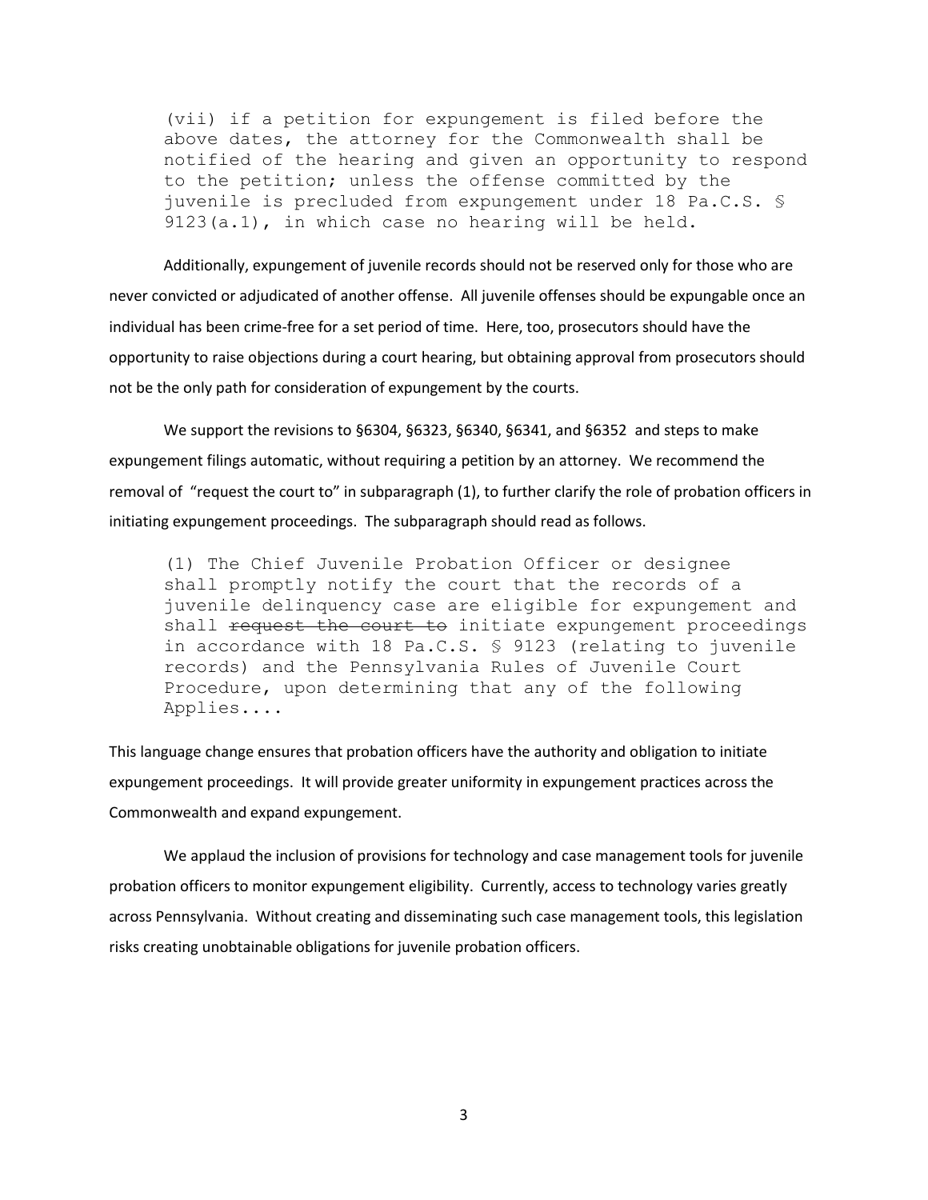> (vii) if a petition for expungement is filed before the above dates, the attorney for the Commonwealth shall be notified of the hearing and given an opportunity to respond to the petition; unless the offense committed by the juvenile is precluded from expungement under 18 Pa.C.S. § 9123(a.1), in which case no hearing will be held.

Additionally, expungement of juvenile records should not be reserved only for those who are never convicted or adjudicated of another offense. All juvenile offenses should be expungable once an individual has been crime-free for a set period of time. Here, too, prosecutors should have the opportunity to raise objections during a court hearing, but obtaining approval from prosecutors should not be the only path for consideration of expungement by the courts.

We support the revisions to §6304, §6323, §6340, §6341, and §6352 and steps to make expungement filings automatic, without requiring a petition by an attorney. We recommend the removal of "request the court to" in subparagraph (1), to further clarify the role of probation officers in initiating expungement proceedings. The subparagraph should read as follows.

> (1) The Chief Juvenile Probation Officer or designee shall promptly notify the court that the records of a juvenile delinquency case are eligible for expungement and shall ~~request the court to~~ initiate expungement proceedings in accordance with 18 Pa.C.S. § 9123 (relating to juvenile records) and the Pennsylvania Rules of Juvenile Court Procedure, upon determining that any of the following Applies....

This language change ensures that probation officers have the authority and obligation to initiate expungement proceedings. It will provide greater uniformity in expungement practices across the Commonwealth and expand expungement.

We applaud the inclusion of provisions for technology and case management tools for juvenile probation officers to monitor expungement eligibility. Currently, access to technology varies greatly across Pennsylvania. Without creating and disseminating such case management tools, this legislation risks creating unobtainable obligations for juvenile probation officers.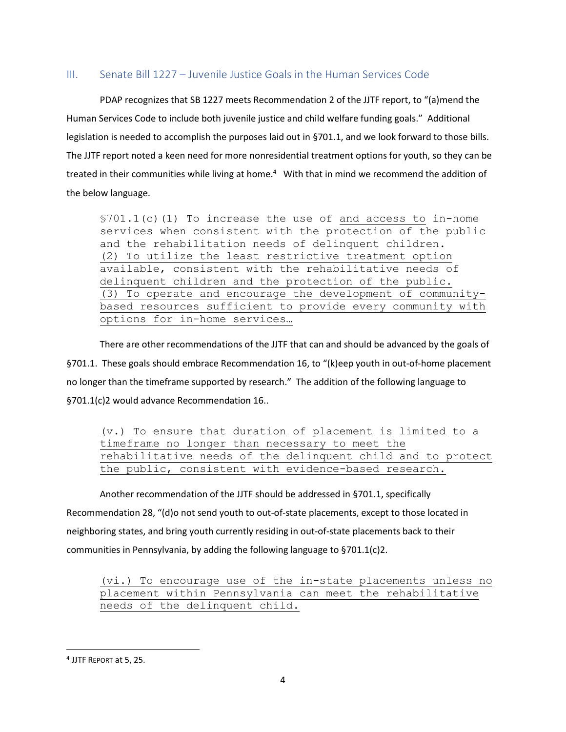## III. Senate Bill 1227 – Juvenile Justice Goals in the Human Services Code

PDAP recognizes that SB 1227 meets Recommendation 2 of the JJTF report, to "(a)mend the Human Services Code to include both juvenile justice and child welfare funding goals." Additional legislation is needed to accomplish the purposes laid out in §701.1, and we look forward to those bills. The JJTF report noted a keen need for more nonresidential treatment options for youth, so they can be treated in their communities while living at home.[4] With that in mind we recommend the addition of the below language.

> §701.1(c)(1) To increase the use of <u>and access to</u> in-home services when consistent with the protection of the public and the rehabilitation needs of delinquent children.
> <u>(2) To utilize the least restrictive treatment option available, consistent with the rehabilitative needs of delinquent children and the protection of the public.</u>
> <u>(3) To operate and encourage the development of community-based resources sufficient to provide every community with options for in-home services…</u>

There are other recommendations of the JJTF that can and should be advanced by the goals of §701.1. These goals should embrace Recommendation 16, to "(k)eep youth in out-of-home placement no longer than the timeframe supported by research." The addition of the following language to §701.1(c)2 would advance Recommendation 16..

> <u>(v.) To ensure that duration of placement is limited to a timeframe no longer than necessary to meet the rehabilitative needs of the delinquent child and to protect the public, consistent with evidence-based research.</u>

Another recommendation of the JJTF should be addressed in §701.1, specifically Recommendation 28, "(d)o not send youth to out-of-state placements, except to those located in neighboring states, and bring youth currently residing in out-of-state placements back to their communities in Pennsylvania, by adding the following language to §701.1(c)2.

> <u>(vi.) To encourage use of the in-state placements unless no placement within Pennsylvania can meet the rehabilitative needs of the delinquent child.</u>

---

[4] JJTF REPORT at 5, 25.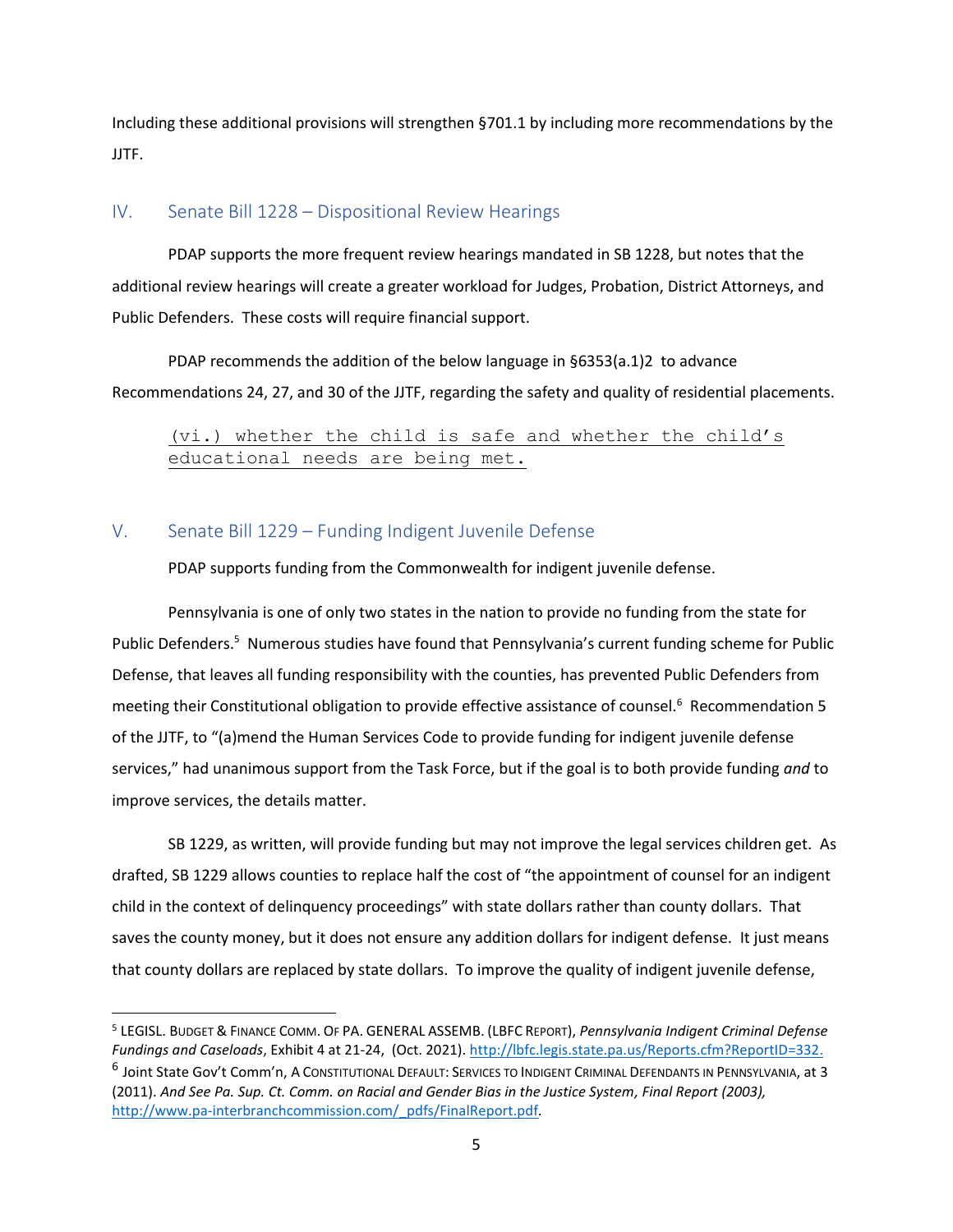Including these additional provisions will strengthen §701.1 by including more recommendations by the JJTF.

## IV. Senate Bill 1228 – Dispositional Review Hearings

PDAP supports the more frequent review hearings mandated in SB 1228, but notes that the additional review hearings will create a greater workload for Judges, Probation, District Attorneys, and Public Defenders. These costs will require financial support.

PDAP recommends the addition of the below language in §6353(a.1)2 to advance Recommendations 24, 27, and 30 of the JJTF, regarding the safety and quality of residential placements.

> <u>(vi.) whether the child is safe and whether the child's educational needs are being met.</u>

## V. Senate Bill 1229 – Funding Indigent Juvenile Defense

PDAP supports funding from the Commonwealth for indigent juvenile defense.

Pennsylvania is one of only two states in the nation to provide no funding from the state for Public Defenders.[5] Numerous studies have found that Pennsylvania's current funding scheme for Public Defense, that leaves all funding responsibility with the counties, has prevented Public Defenders from meeting their Constitutional obligation to provide effective assistance of counsel.[6] Recommendation 5 of the JJTF, to "(a)mend the Human Services Code to provide funding for indigent juvenile defense services," had unanimous support from the Task Force, but if the goal is to both provide funding *and* to improve services, the details matter.

SB 1229, as written, will provide funding but may not improve the legal services children get. As drafted, SB 1229 allows counties to replace half the cost of "the appointment of counsel for an indigent child in the context of delinquency proceedings" with state dollars rather than county dollars. That saves the county money, but it does not ensure any addition dollars for indigent defense. It just means that county dollars are replaced by state dollars. To improve the quality of indigent juvenile defense,

---

[5] LEGISL. BUDGET & FINANCE COMM. OF PA. GENERAL ASSEMB. (LBFC REPORT), *Pennsylvania Indigent Criminal Defense Fundings and Caseloads*, Exhibit 4 at 21-24, (Oct. 2021). http://lbfc.legis.state.pa.us/Reports.cfm?ReportID=332.

[6] Joint State Gov't Comm'n, A CONSTITUTIONAL DEFAULT: SERVICES TO INDIGENT CRIMINAL DEFENDANTS IN PENNSYLVANIA, at 3 (2011). *And See Pa. Sup. Ct. Comm. on Racial and Gender Bias in the Justice System, Final Report (2003),* http://www.pa-interbranchcommission.com/_pdfs/FinalReport.pdf.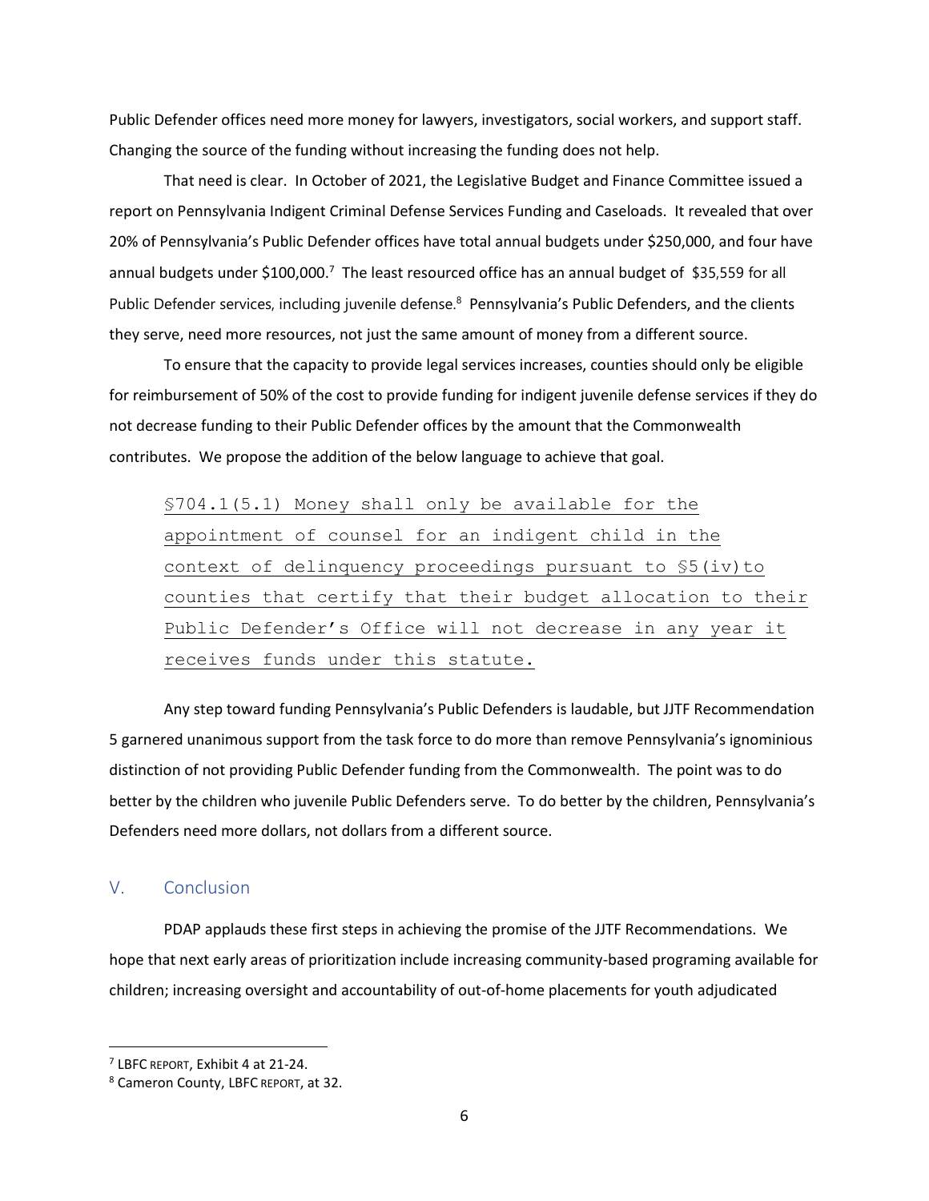Public Defender offices need more money for lawyers, investigators, social workers, and support staff. Changing the source of the funding without increasing the funding does not help.

That need is clear. In October of 2021, the Legislative Budget and Finance Committee issued a report on Pennsylvania Indigent Criminal Defense Services Funding and Caseloads. It revealed that over 20% of Pennsylvania's Public Defender offices have total annual budgets under $250,000, and four have annual budgets under $100,000.[7] The least resourced office has an annual budget of $35,559 for all Public Defender services, including juvenile defense.[8] Pennsylvania's Public Defenders, and the clients they serve, need more resources, not just the same amount of money from a different source.

To ensure that the capacity to provide legal services increases, counties should only be eligible for reimbursement of 50% of the cost to provide funding for indigent juvenile defense services if they do not decrease funding to their Public Defender offices by the amount that the Commonwealth contributes. We propose the addition of the below language to achieve that goal.

> <u>§704.1(5.1) Money shall only be available for the appointment of counsel for an indigent child in the context of delinquency proceedings pursuant to §5(iv)to counties that certify that their budget allocation to their Public Defender's Office will not decrease in any year it receives funds under this statute.</u>

Any step toward funding Pennsylvania's Public Defenders is laudable, but JJTF Recommendation 5 garnered unanimous support from the task force to do more than remove Pennsylvania's ignominious distinction of not providing Public Defender funding from the Commonwealth. The point was to do better by the children who juvenile Public Defenders serve. To do better by the children, Pennsylvania's Defenders need more dollars, not dollars from a different source.

## V. Conclusion

PDAP applauds these first steps in achieving the promise of the JJTF Recommendations. We hope that next early areas of prioritization include increasing community-based programing available for children; increasing oversight and accountability of out-of-home placements for youth adjudicated

---

[7] LBFC REPORT, Exhibit 4 at 21-24.

[8] Cameron County, LBFC REPORT, at 32.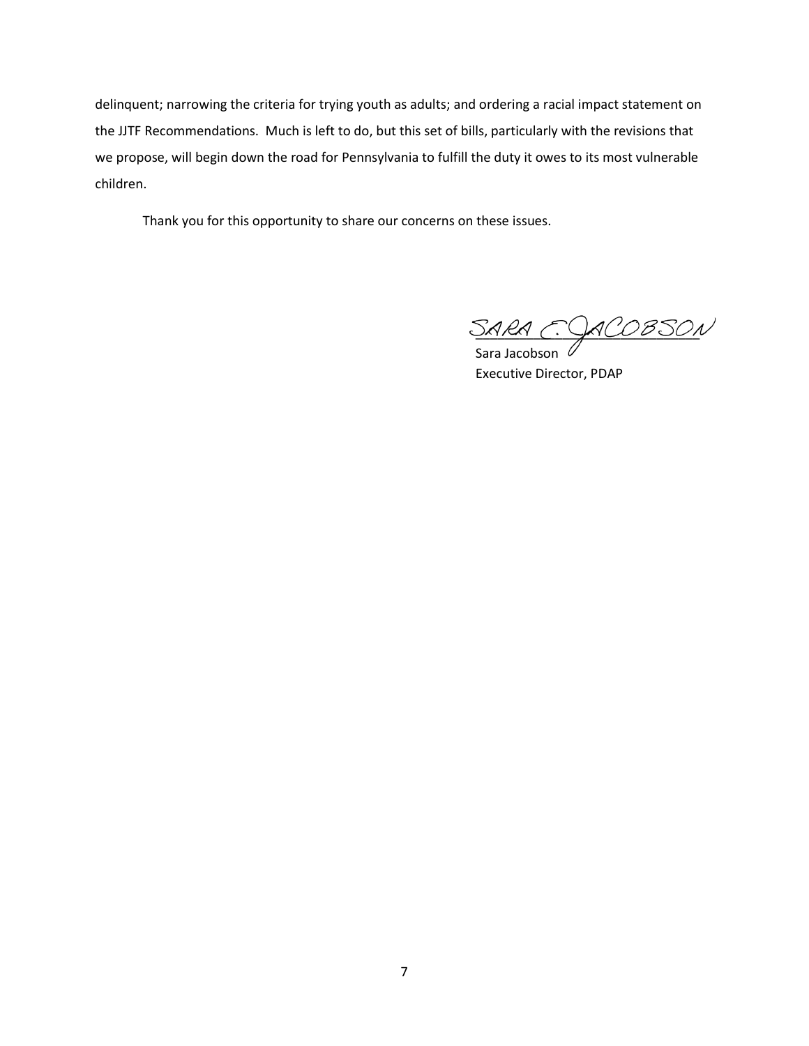delinquent; narrowing the criteria for trying youth as adults; and ordering a racial impact statement on the JJTF Recommendations. Much is left to do, but this set of bills, particularly with the revisions that we propose, will begin down the road for Pennsylvania to fulfill the duty it owes to its most vulnerable children.

Thank you for this opportunity to share our concerns on these issues.

SARA E. JACOBSON

Sara Jacobson
Executive Director, PDAP